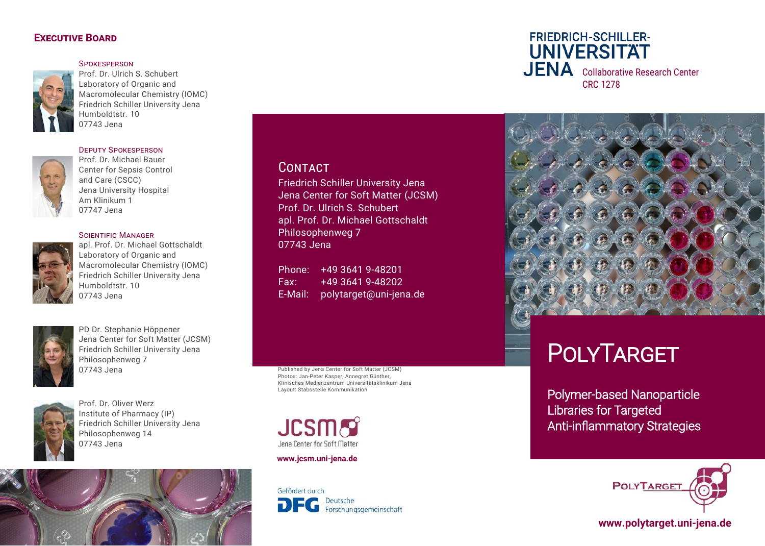## Executive Board

**Spokesperson**
Prof. Dr. Ulrich S. Schubert
Laboratory of Organic and
Macromolecular Chemistry (IOMC)
Friedrich Schiller University Jena
Humboldtstr. 10
07743 Jena

**Deputy Spokesperson**
Prof. Dr. Michael Bauer
Center for Sepsis Control
and Care (CSCC)
Jena University Hospital
Am Klinikum 1
07747 Jena

**Scientific Manager**
apl. Prof. Dr. Michael Gottschaldt
Laboratory of Organic and
Macromolecular Chemistry (IOMC)
Friedrich Schiller University Jena
Humboldtstr. 10
07743 Jena

PD Dr. Stephanie Höppener
Jena Center for Soft Matter (JCSM)
Friedrich Schiller University Jena
Philosophenweg 7
07743 Jena

Prof. Dr. Oliver Werz
Institute of Pharmacy (IP)
Friedrich Schiller University Jena
Philosophenweg 14
07743 Jena

## Contact

Friedrich Schiller University Jena
Jena Center for Soft Matter (JCSM)
Prof. Dr. Ulrich S. Schubert
apl. Prof. Dr. Michael Gottschaldt
Philosophenweg 7
07743 Jena

Phone: +49 3641 9-48201
Fax: +49 3641 9-48202
E-Mail: polytarget@uni-jena.de

Published by Jena Center for Soft Matter (JCSM)
Photos: Jan-Peter Kasper, Annegret Günther,
Klinisches Medienzentrum Universitätsklinikum Jena
Layout: Stabsstelle Kommunikation

JCSM
Jena Center for Soft Matter

**www.jcsm.uni-jena.de**

Gefördert durch
DFG Deutsche Forschungsgemeinschaft

FRIEDRICH-SCHILLER-
UNIVERSITÄT
JENA
Collaborative Research Center
CRC 1278

# PolyTarget

Polymer-based Nanoparticle
Libraries for Targeted
Anti-inflammatory Strategies

PolyTarget

**www.polytarget.uni-jena.de**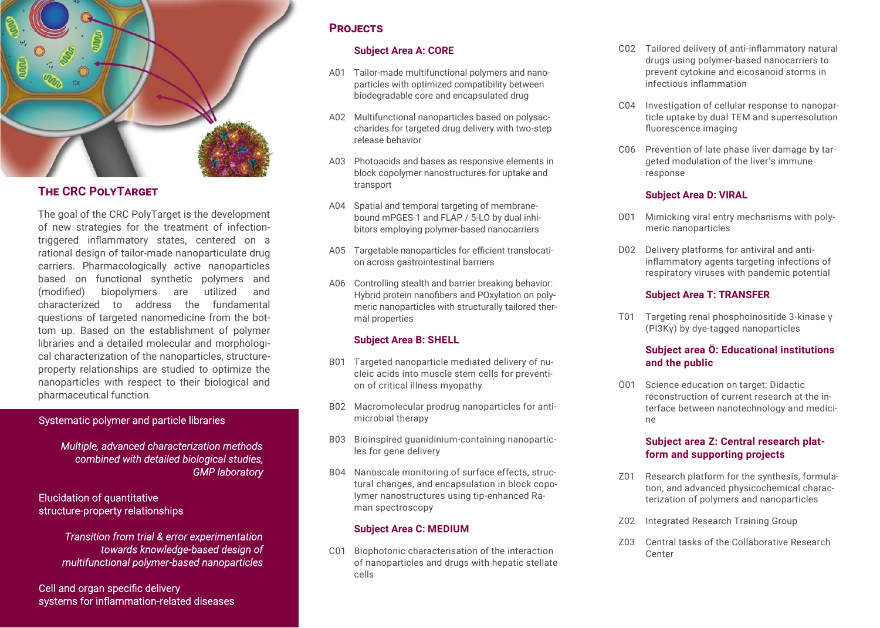## The CRC PolyTarget

The goal of the CRC PolyTarget is the development of new strategies for the treatment of infection-triggered inflammatory states, centered on a rational design of tailor-made nanoparticulate drug carriers. Pharmacologically active nanoparticles based on functional synthetic polymers and (modified) biopolymers are utilized and characterized to address the fundamental questions of targeted nanomedicine from the bottom up. Based on the establishment of polymer libraries and a detailed molecular and morphological characterization of the nanoparticles, structure-property relationships are studied to optimize the nanoparticles with respect to their biological and pharmaceutical function.

Systematic polymer and particle libraries

*Multiple, advanced characterization methods combined with detailed biological studies, GMP laboratory*

Elucidation of quantitative structure-property relationships

*Transition from trial & error experimentation towards knowledge-based design of multifunctional polymer-based nanoparticles*

Cell and organ specific delivery systems for inflammation-related diseases

## Projects

### Subject Area A: CORE

- A01 Tailor-made multifunctional polymers and nanoparticles with optimized compatibility between biodegradable core and encapsulated drug
- A02 Multifunctional nanoparticles based on polysaccharides for targeted drug delivery with two-step release behavior
- A03 Photoacids and bases as responsive elements in block copolymer nanostructures for uptake and transport
- A04 Spatial and temporal targeting of membrane-bound mPGES-1 and FLAP / 5-LO by dual inhibitors employing polymer-based nanocarriers
- A05 Targetable nanoparticles for efficient translocation across gastrointestinal barriers
- A06 Controlling stealth and barrier breaking behavior: Hybrid protein nanofibers and POxylation on polymeric nanoparticles with structurally tailored thermal properties

### Subject Area B: SHELL

- B01 Targeted nanoparticle mediated delivery of nucleic acids into muscle stem cells for prevention of critical illness myopathy
- B02 Macromolecular prodrug nanoparticles for antimicrobial therapy
- B03 Bioinspired guanidinium-containing nanoparticles for gene delivery
- B04 Nanoscale monitoring of surface effects, structural changes, and encapsulation in block copolymer nanostructures using tip-enhanced Raman spectroscopy

### Subject Area C: MEDIUM

- C01 Biophotonic characterisation of the interaction of nanoparticles and drugs with hepatic stellate cells
- C02 Tailored delivery of anti-inflammatory natural drugs using polymer-based nanocarriers to prevent cytokine and eicosanoid storms in infectious inflammation
- C04 Investigation of cellular response to nanoparticle uptake by dual TEM and superresolution fluorescence imaging
- C06 Prevention of late phase liver damage by targeted modulation of the liver's immune response

### Subject Area D: VIRAL

- D01 Mimicking viral entry mechanisms with polymeric nanoparticles
- D02 Delivery platforms for antiviral and anti-inflammatory agents targeting infections of respiratory viruses with pandemic potential

### Subject Area T: TRANSFER

- T01 Targeting renal phosphoinositide 3-kinase γ (PI3Kγ) by dye-tagged nanoparticles

### Subject area Ö: Educational institutions and the public

- Ö01 Science education on target: Didactic reconstruction of current research at the interface between nanotechnology and medicine

### Subject area Z: Central research platform and supporting projects

- Z01 Research platform for the synthesis, formulation, and advanced physicochemical characterization of polymers and nanoparticles
- Z02 Integrated Research Training Group
- Z03 Central tasks of the Collaborative Research Center